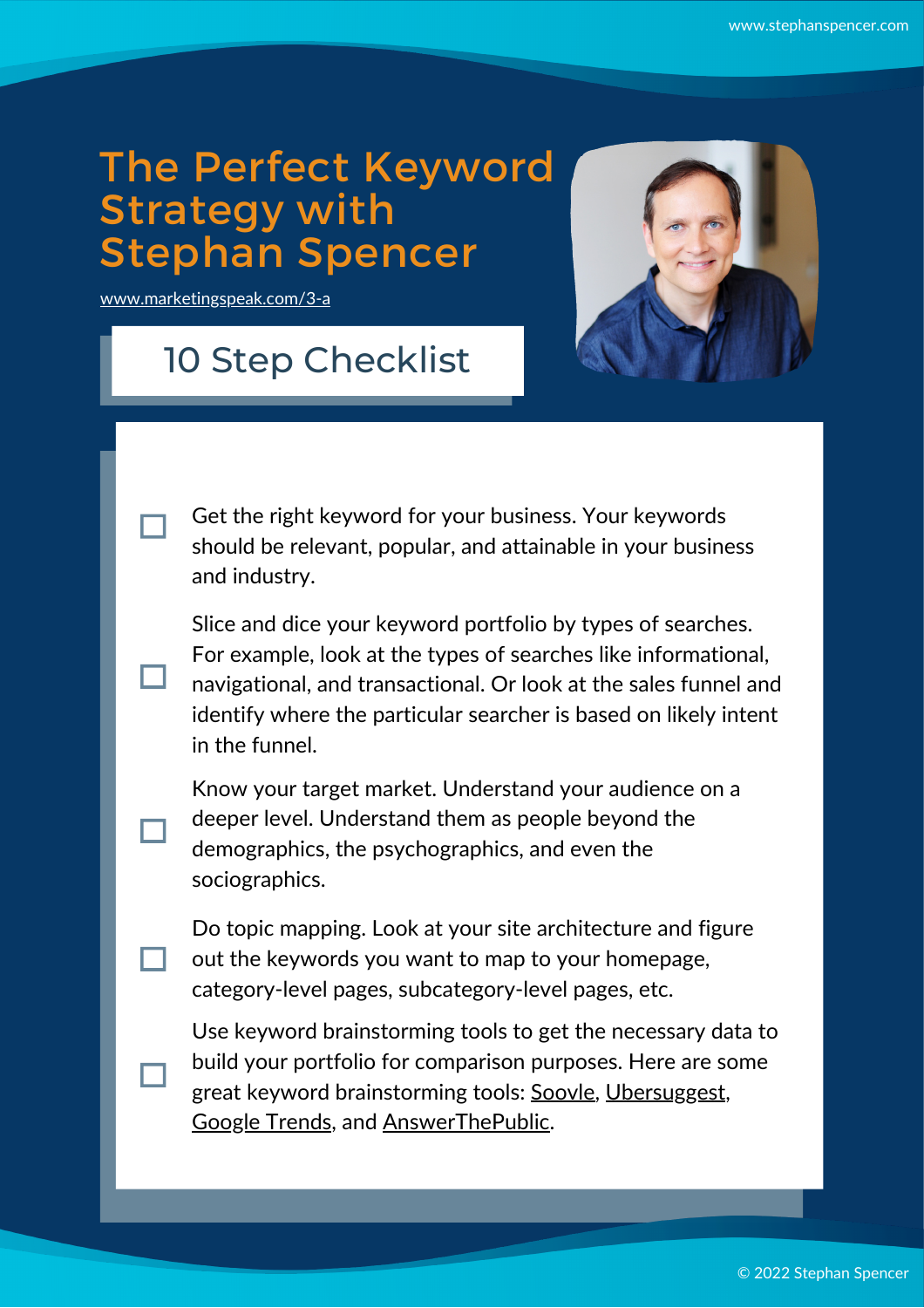# The Perfect Keyword Strategy with Stephan Spencer

www.marketingspeak.com/3-a

## 10 Step Checklist

- [ ] Get the right keyword for your business. Your keywords should be relevant, popular, and attainable in your business and industry.
- [ ] Slice and dice your keyword portfolio by types of searches. For example, look at the types of searches like informational, navigational, and transactional. Or look at the sales funnel and identify where the particular searcher is based on likely intent in the funnel.
- [ ] Know your target market. Understand your audience on a deeper level. Understand them as people beyond the demographics, the psychographics, and even the sociographics.
- [ ] Do topic mapping. Look at your site architecture and figure out the keywords you want to map to your homepage, category-level pages, subcategory-level pages, etc.
- [ ] Use keyword brainstorming tools to get the necessary data to build your portfolio for comparison purposes. Here are some great keyword brainstorming tools: Soovle, Ubersuggest, Google Trends, and AnswerThePublic.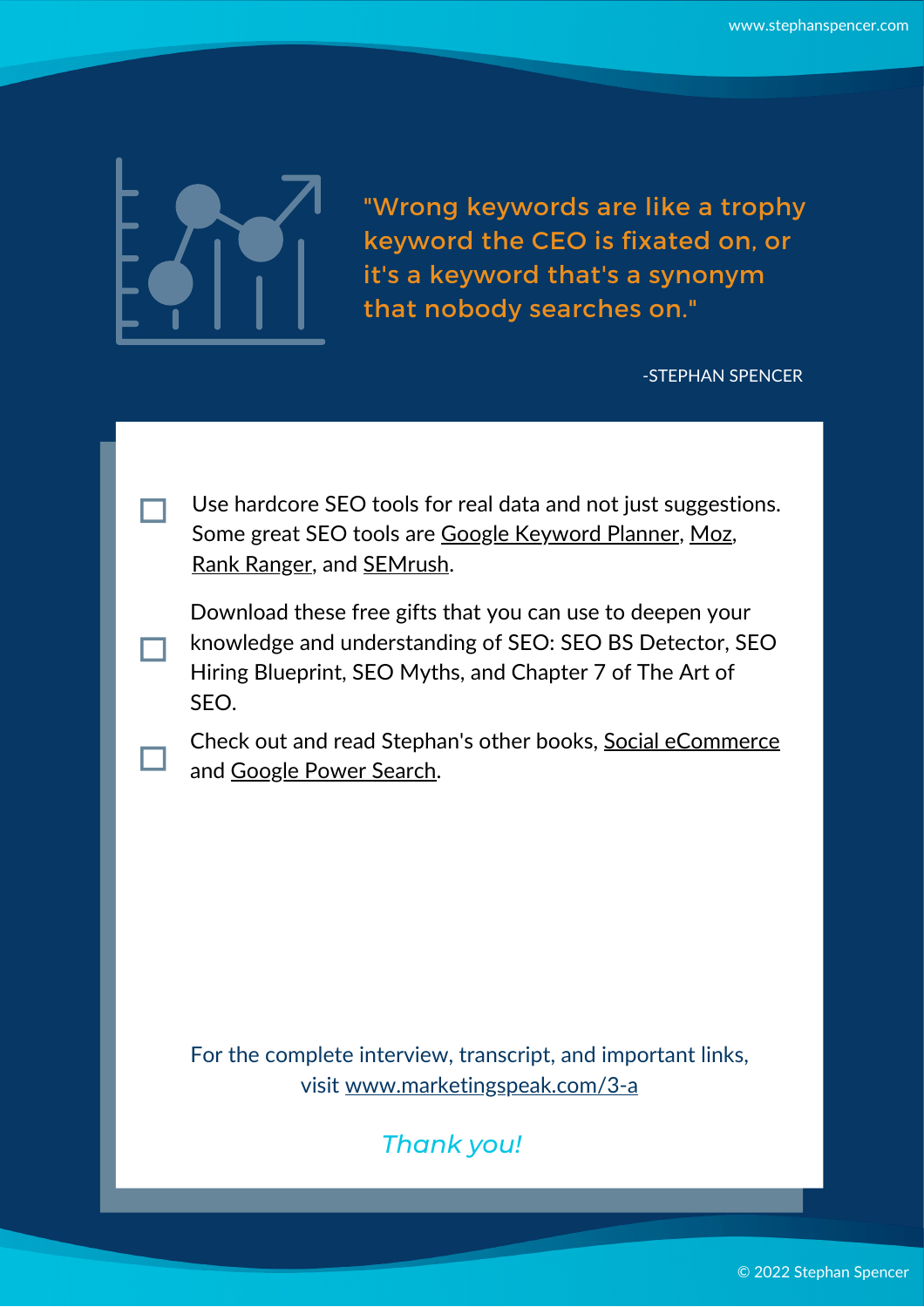> "Wrong keywords are like a trophy keyword the CEO is fixated on, or it's a keyword that's a synonym that nobody searches on."
>
> -STEPHAN SPENCER

- [ ] Use hardcore SEO tools for real data and not just suggestions. Some great SEO tools are Google Keyword Planner, Moz, Rank Ranger, and SEMrush.
- [ ] Download these free gifts that you can use to deepen your knowledge and understanding of SEO: SEO BS Detector, SEO Hiring Blueprint, SEO Myths, and Chapter 7 of The Art of SEO.
- [ ] Check out and read Stephan's other books, Social eCommerce and Google Power Search.

For the complete interview, transcript, and important links, visit www.marketingspeak.com/3-a

*Thank you!*